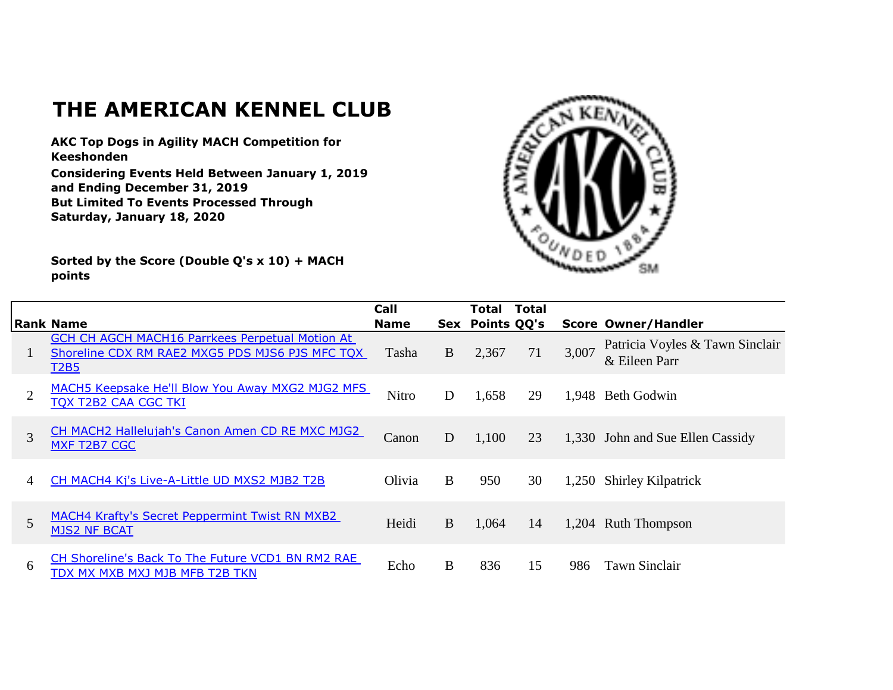# THE AMERICAN KENNEL CLUB

**AKC Top Dogs in Agility MACH Competition for Keeshonden**

**Considering Events Held Between January 1, 2019 and Ending December 31, 2019**
**But Limited To Events Processed Through Saturday, January 18, 2020**

**Sorted by the Score (Double Q's x 10) + MACH points**

| Rank | Name | Call Name | Sex | Total Points | Total QQ's | Score | Owner/Handler |
|---|---|---|---|---|---|---|---|
| 1 | GCH CH AGCH MACH16 Parrkees Perpetual Motion At Shoreline CDX RM RAE2 MXG5 PDS MJS6 PJS MFC TQX T2B5 | Tasha | B | 2,367 | 71 | 3,007 | Patricia Voyles & Tawn Sinclair & Eileen Parr |
| 2 | MACH5 Keepsake He'll Blow You Away MXG2 MJG2 MFS TQX T2B2 CAA CGC TKI | Nitro | D | 1,658 | 29 | 1,948 | Beth Godwin |
| 3 | CH MACH2 Hallelujah's Canon Amen CD RE MXC MJG2 MXF T2B7 CGC | Canon | D | 1,100 | 23 | 1,330 | John and Sue Ellen Cassidy |
| 4 | CH MACH4 Kj's Live-A-Little UD MXS2 MJB2 T2B | Olivia | B | 950 | 30 | 1,250 | Shirley Kilpatrick |
| 5 | MACH4 Krafty's Secret Peppermint Twist RN MXB2 MJS2 NF BCAT | Heidi | B | 1,064 | 14 | 1,204 | Ruth Thompson |
| 6 | CH Shoreline's Back To The Future VCD1 BN RM2 RAE TDX MX MXB MXJ MJB MFB T2B TKN | Echo | B | 836 | 15 | 986 | Tawn Sinclair |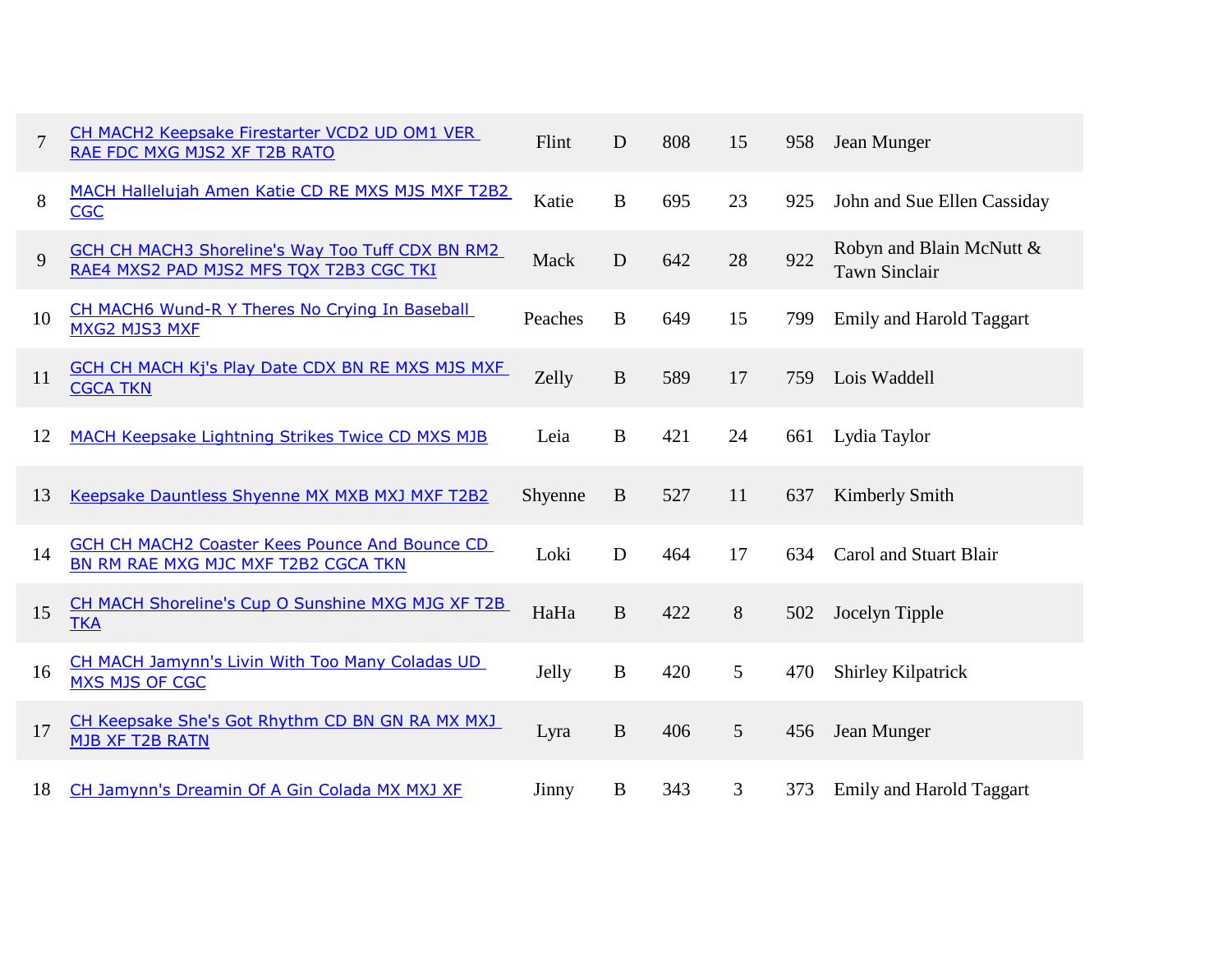| | | | | | | | |
|---|---|---|---|---|---|---|---|
| 7 | CH MACH2 Keepsake Firestarter VCD2 UD OM1 VER RAE FDC MXG MJS2 XF T2B RATO | Flint | D | 808 | 15 | 958 | Jean Munger |
| 8 | MACH Hallelujah Amen Katie CD RE MXS MJS MXF T2B2 CGC | Katie | B | 695 | 23 | 925 | John and Sue Ellen Cassiday |
| 9 | GCH CH MACH3 Shoreline's Way Too Tuff CDX BN RM2 RAE4 MXS2 PAD MJS2 MFS TQX T2B3 CGC TKI | Mack | D | 642 | 28 | 922 | Robyn and Blain McNutt & Tawn Sinclair |
| 10 | CH MACH6 Wund-R Y Theres No Crying In Baseball MXG2 MJS3 MXF | Peaches | B | 649 | 15 | 799 | Emily and Harold Taggart |
| 11 | GCH CH MACH Kj's Play Date CDX BN RE MXS MJS MXF CGCA TKN | Zelly | B | 589 | 17 | 759 | Lois Waddell |
| 12 | MACH Keepsake Lightning Strikes Twice CD MXS MJB | Leia | B | 421 | 24 | 661 | Lydia Taylor |
| 13 | Keepsake Dauntless Shyenne MX MXB MXJ MXF T2B2 | Shyenne | B | 527 | 11 | 637 | Kimberly Smith |
| 14 | GCH CH MACH2 Coaster Kees Pounce And Bounce CD BN RM RAE MXG MJC MXF T2B2 CGCA TKN | Loki | D | 464 | 17 | 634 | Carol and Stuart Blair |
| 15 | CH MACH Shoreline's Cup O Sunshine MXG MJG XF T2B TKA | HaHa | B | 422 | 8 | 502 | Jocelyn Tipple |
| 16 | CH MACH Jamynn's Livin With Too Many Coladas UD MXS MJS OF CGC | Jelly | B | 420 | 5 | 470 | Shirley Kilpatrick |
| 17 | CH Keepsake She's Got Rhythm CD BN GN RA MX MXJ MJB XF T2B RATN | Lyra | B | 406 | 5 | 456 | Jean Munger |
| 18 | CH Jamynn's Dreamin Of A Gin Colada MX MXJ XF | Jinny | B | 343 | 3 | 373 | Emily and Harold Taggart |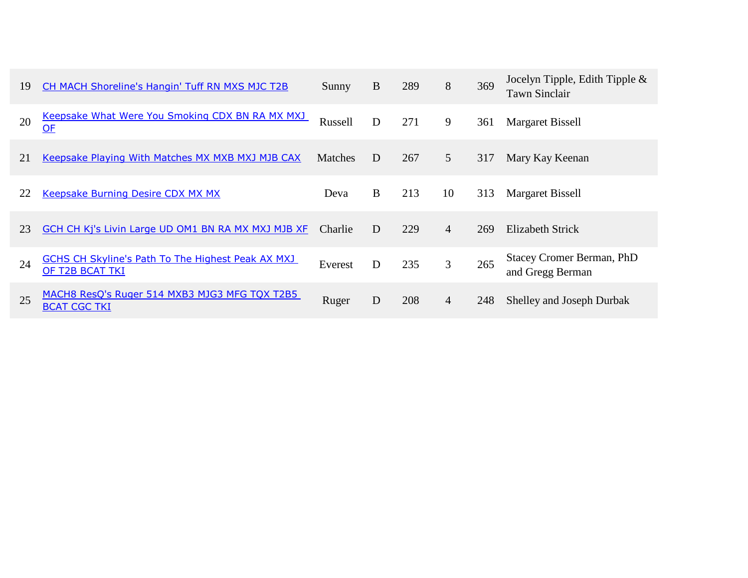| | | | | | | | |
|---|---|---|---|---|---|---|---|
| 19 | CH MACH Shoreline's Hangin' Tuff RN MXS MJC T2B | Sunny | B | 289 | 8 | 369 | Jocelyn Tipple, Edith Tipple & Tawn Sinclair |
| 20 | Keepsake What Were You Smoking CDX BN RA MX MXJ OF | Russell | D | 271 | 9 | 361 | Margaret Bissell |
| 21 | Keepsake Playing With Matches MX MXB MXJ MJB CAX | Matches | D | 267 | 5 | 317 | Mary Kay Keenan |
| 22 | Keepsake Burning Desire CDX MX MX | Deva | B | 213 | 10 | 313 | Margaret Bissell |
| 23 | GCH CH Kj's Livin Large UD OM1 BN RA MX MXJ MJB XF | Charlie | D | 229 | 4 | 269 | Elizabeth Strick |
| 24 | GCHS CH Skyline's Path To The Highest Peak AX MXJ OF T2B BCAT TKI | Everest | D | 235 | 3 | 265 | Stacey Cromer Berman, PhD and Gregg Berman |
| 25 | MACH8 ResQ's Ruger 514 MXB3 MJG3 MFG TQX T2B5 BCAT CGC TKI | Ruger | D | 208 | 4 | 248 | Shelley and Joseph Durbak |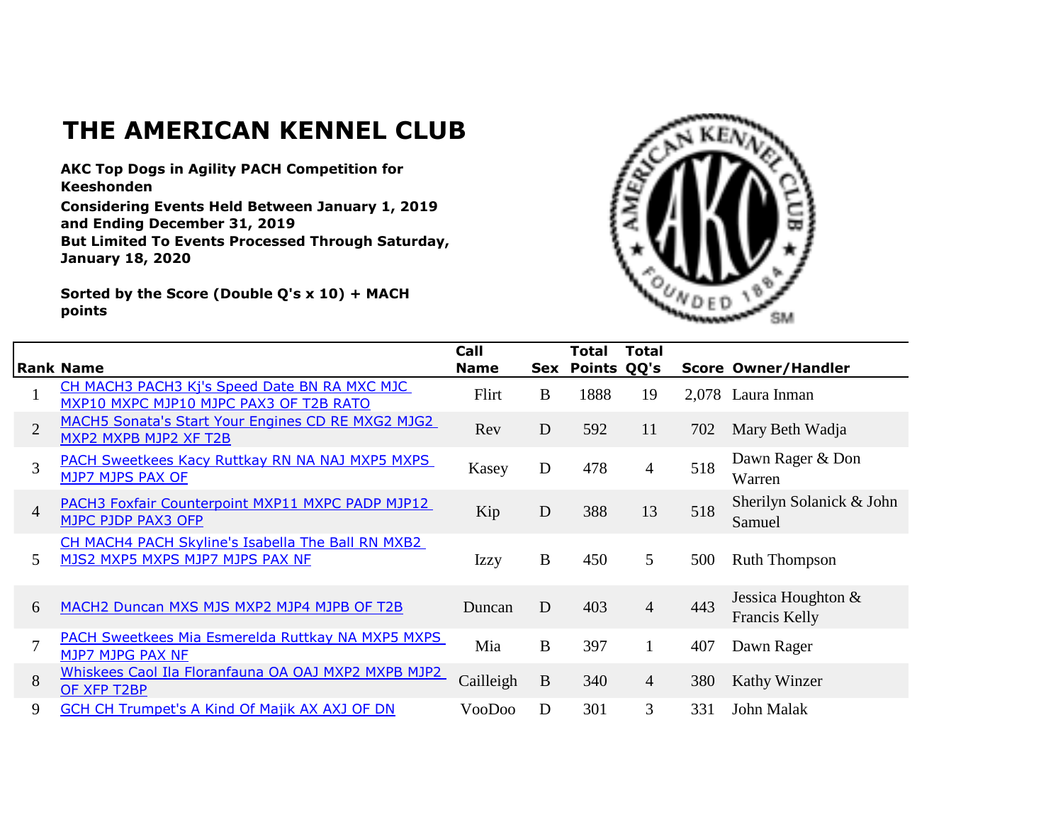# THE AMERICAN KENNEL CLUB

**AKC Top Dogs in Agility PACH Competition for Keeshonden**

**Considering Events Held Between January 1, 2019 and Ending December 31, 2019**

**But Limited To Events Processed Through Saturday, January 18, 2020**

**Sorted by the Score (Double Q's x 10) + MACH points**

| Rank | Name | Call Name | Sex | Total Points | Total QQ's | Score | Owner/Handler |
|---|---|---|---|---|---|---|---|
| 1 | CH MACH3 PACH3 Kj's Speed Date BN RA MXC MJC MXP10 MXPC MJP10 MJPC PAX3 OF T2B RATO | Flirt | B | 1888 | 19 | 2,078 | Laura Inman |
| 2 | MACH5 Sonata's Start Your Engines CD RE MXG2 MJG2 MXP2 MXPB MJP2 XF T2B | Rev | D | 592 | 11 | 702 | Mary Beth Wadja |
| 3 | PACH Sweetkees Kacy Ruttkay RN NA NAJ MXP5 MXPS MJP7 MJPS PAX OF | Kasey | D | 478 | 4 | 518 | Dawn Rager & Don Warren |
| 4 | PACH3 Foxfair Counterpoint MXP11 MXPC PADP MJP12 MJPC PJDP PAX3 OFP | Kip | D | 388 | 13 | 518 | Sherilyn Solanick & John Samuel |
| 5 | CH MACH4 PACH Skyline's Isabella The Ball RN MXB2 MJS2 MXP5 MXPS MJP7 MJPS PAX NF | Izzy | B | 450 | 5 | 500 | Ruth Thompson |
| 6 | MACH2 Duncan MXS MJS MXP2 MJP4 MJPB OF T2B | Duncan | D | 403 | 4 | 443 | Jessica Houghton & Francis Kelly |
| 7 | PACH Sweetkees Mia Esmerelda Ruttkay NA MXP5 MXPS MJP7 MJPG PAX NF | Mia | B | 397 | 1 | 407 | Dawn Rager |
| 8 | Whiskees Caol Ila Floranfauna OA OAJ MXP2 MXPB MJP2 OF XFP T2BP | Cailleigh | B | 340 | 4 | 380 | Kathy Winzer |
| 9 | GCH CH Trumpet's A Kind Of Majik AX AXJ OF DN | VooDoo | D | 301 | 3 | 331 | John Malak |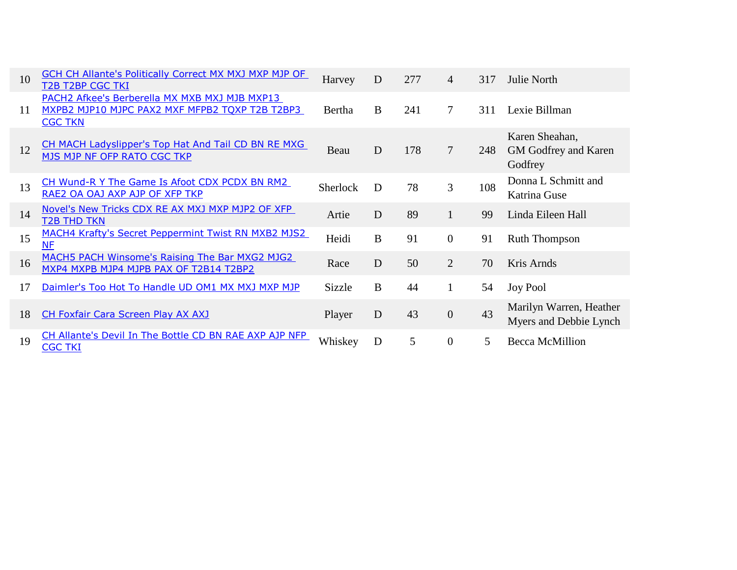| | | | | | | | |
|---|---|---|---|---|---|---|---|
| 10 | GCH CH Allante's Politically Correct MX MXJ MXP MJP OF T2B T2BP CGC TKI | Harvey | D | 277 | 4 | 317 | Julie North |
| 11 | PACH2 Afkee's Berberella MX MXB MXJ MJB MXP13 MXPB2 MJP10 MJPC PAX2 MXF MFPB2 TQXP T2B T2BP3 CGC TKN | Bertha | B | 241 | 7 | 311 | Lexie Billman |
| 12 | CH MACH Ladyslipper's Top Hat And Tail CD BN RE MXG MJS MJP NF OFP RATO CGC TKP | Beau | D | 178 | 7 | 248 | Karen Sheahan, GM Godfrey and Karen Godfrey |
| 13 | CH Wund-R Y The Game Is Afoot CDX PCDX BN RM2 RAE2 OA OAJ AXP AJP OF XFP TKP | Sherlock | D | 78 | 3 | 108 | Donna L Schmitt and Katrina Guse |
| 14 | Novel's New Tricks CDX RE AX MXJ MXP MJP2 OF XFP T2B THD TKN | Artie | D | 89 | 1 | 99 | Linda Eileen Hall |
| 15 | MACH4 Krafty's Secret Peppermint Twist RN MXB2 MJS2 NF | Heidi | B | 91 | 0 | 91 | Ruth Thompson |
| 16 | MACH5 PACH Winsome's Raising The Bar MXG2 MJG2 MXP4 MXPB MJP4 MJPB PAX OF T2B14 T2BP2 | Race | D | 50 | 2 | 70 | Kris Arnds |
| 17 | Daimler's Too Hot To Handle UD OM1 MX MXJ MXP MJP | Sizzle | B | 44 | 1 | 54 | Joy Pool |
| 18 | CH Foxfair Cara Screen Play AX AXJ | Player | D | 43 | 0 | 43 | Marilyn Warren, Heather Myers and Debbie Lynch |
| 19 | CH Allante's Devil In The Bottle CD BN RAE AXP AJP NFP CGC TKI | Whiskey | D | 5 | 0 | 5 | Becca McMillion |